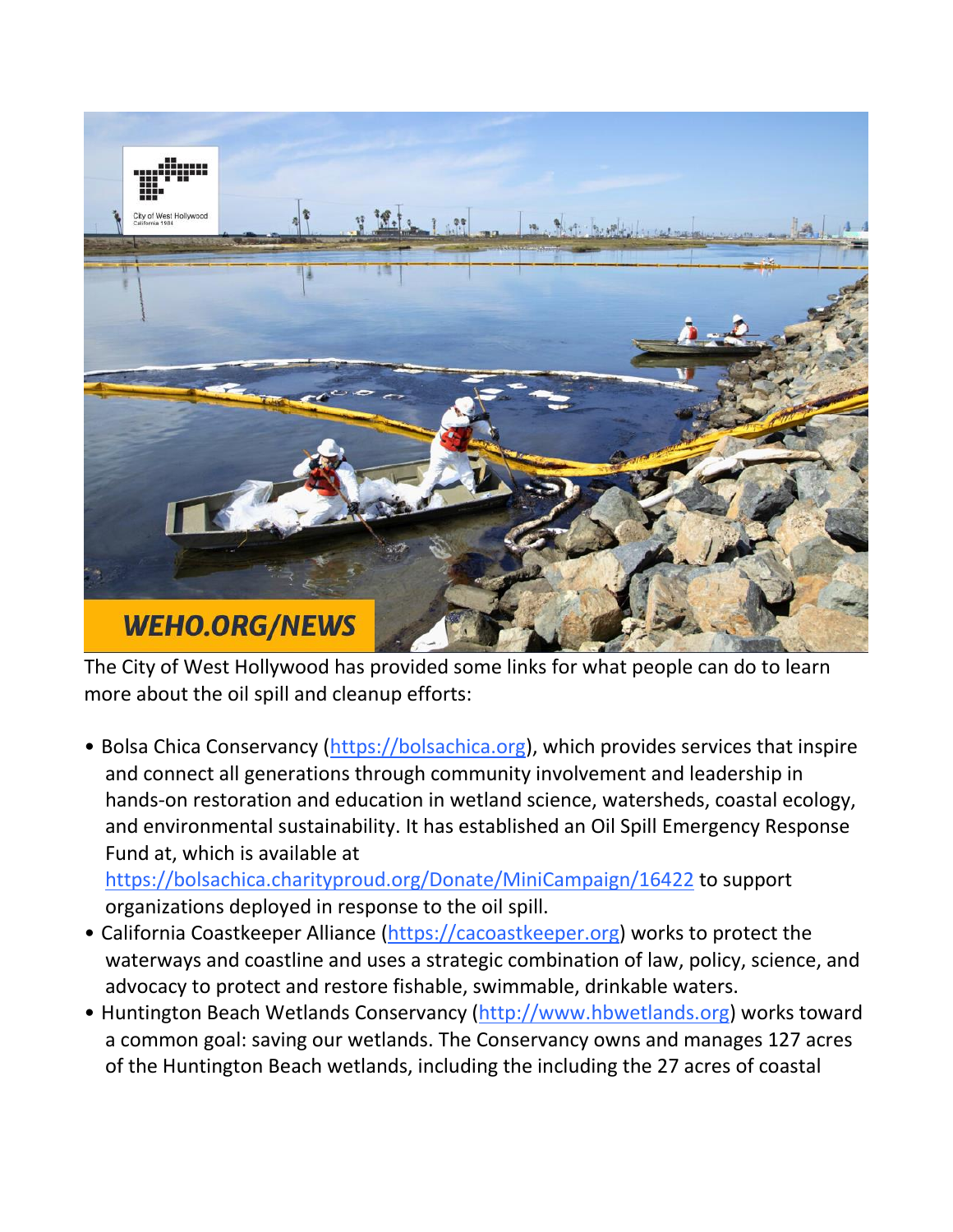The City of West Hollywood has provided some links for what people can do to learn more about the oil spill and cleanup efforts:

- Bolsa Chica Conservancy (https://bolsachica.org), which provides services that inspire and connect all generations through community involvement and leadership in hands-on restoration and education in wetland science, watersheds, coastal ecology, and environmental sustainability. It has established an Oil Spill Emergency Response Fund at, which is available at https://bolsachica.charityproud.org/Donate/MiniCampaign/16422 to support organizations deployed in response to the oil spill.
- California Coastkeeper Alliance (https://cacoastkeeper.org) works to protect the waterways and coastline and uses a strategic combination of law, policy, science, and advocacy to protect and restore fishable, swimmable, drinkable waters.
- Huntington Beach Wetlands Conservancy (http://www.hbwetlands.org) works toward a common goal: saving our wetlands. The Conservancy owns and manages 127 acres of the Huntington Beach wetlands, including the including the 27 acres of coastal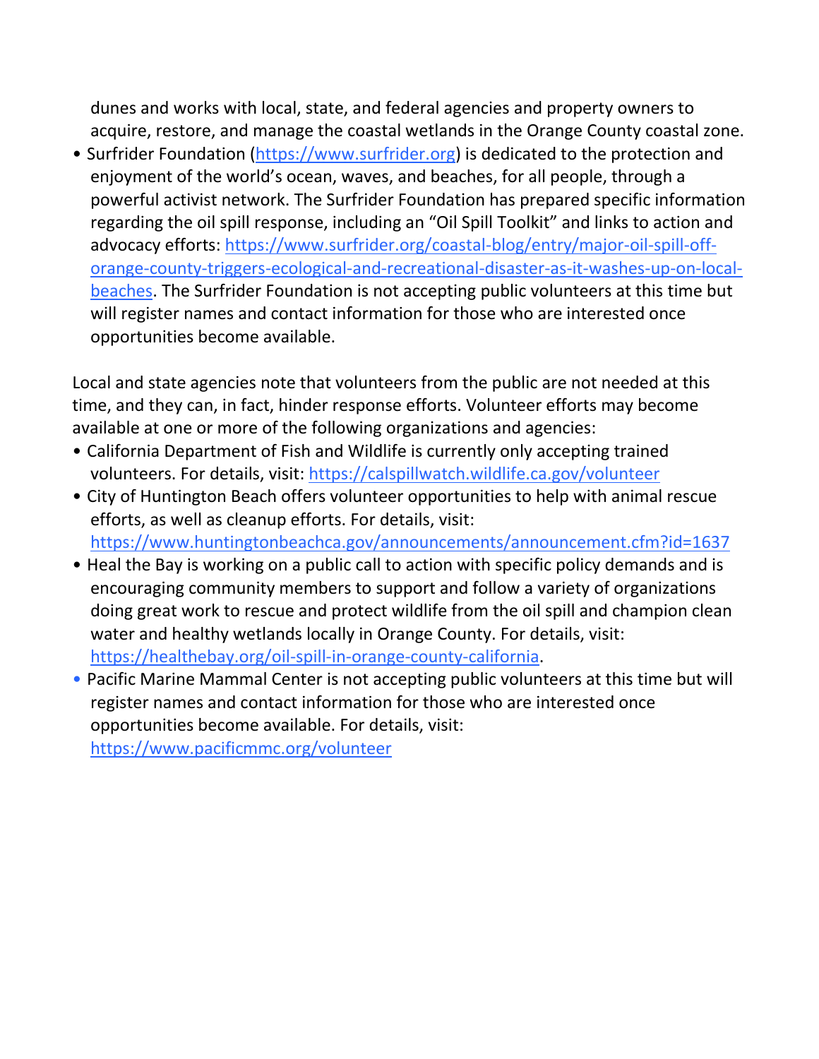dunes and works with local, state, and federal agencies and property owners to acquire, restore, and manage the coastal wetlands in the Orange County coastal zone.

- Surfrider Foundation (https://www.surfrider.org) is dedicated to the protection and enjoyment of the world's ocean, waves, and beaches, for all people, through a powerful activist network. The Surfrider Foundation has prepared specific information regarding the oil spill response, including an "Oil Spill Toolkit" and links to action and advocacy efforts: https://www.surfrider.org/coastal-blog/entry/major-oil-spill-off-orange-county-triggers-ecological-and-recreational-disaster-as-it-washes-up-on-local-beaches. The Surfrider Foundation is not accepting public volunteers at this time but will register names and contact information for those who are interested once opportunities become available.

Local and state agencies note that volunteers from the public are not needed at this time, and they can, in fact, hinder response efforts. Volunteer efforts may become available at one or more of the following organizations and agencies:

- California Department of Fish and Wildlife is currently only accepting trained volunteers. For details, visit: https://calspillwatch.wildlife.ca.gov/volunteer
- City of Huntington Beach offers volunteer opportunities to help with animal rescue efforts, as well as cleanup efforts. For details, visit: https://www.huntingtonbeachca.gov/announcements/announcement.cfm?id=1637
- Heal the Bay is working on a public call to action with specific policy demands and is encouraging community members to support and follow a variety of organizations doing great work to rescue and protect wildlife from the oil spill and champion clean water and healthy wetlands locally in Orange County. For details, visit: https://healthebay.org/oil-spill-in-orange-county-california.
- Pacific Marine Mammal Center is not accepting public volunteers at this time but will register names and contact information for those who are interested once opportunities become available. For details, visit: https://www.pacificmmc.org/volunteer